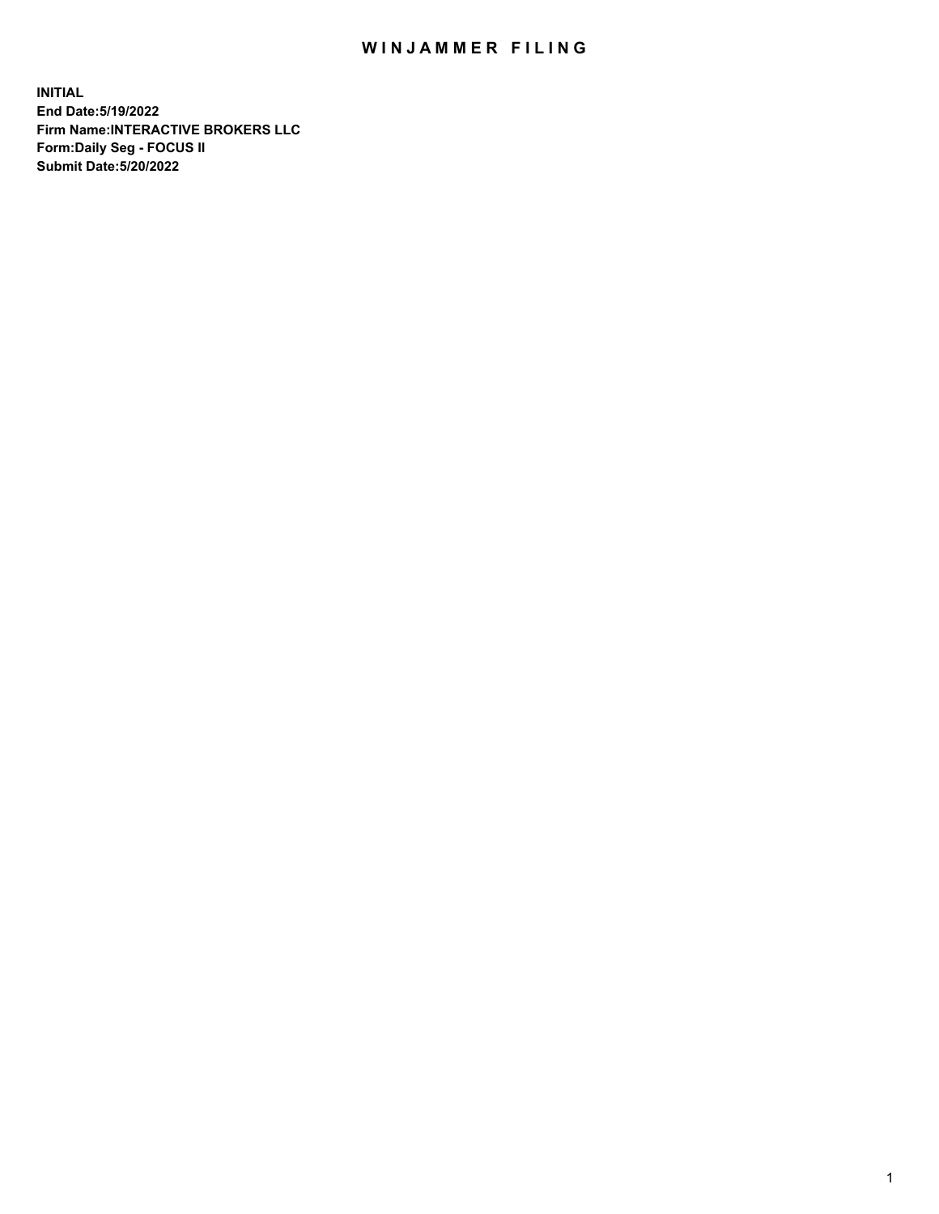# WINJAMMER FILING

**INITIAL**
**End Date:5/19/2022**
**Firm Name:INTERACTIVE BROKERS LLC**
**Form:Daily Seg - FOCUS II**
**Submit Date:5/20/2022**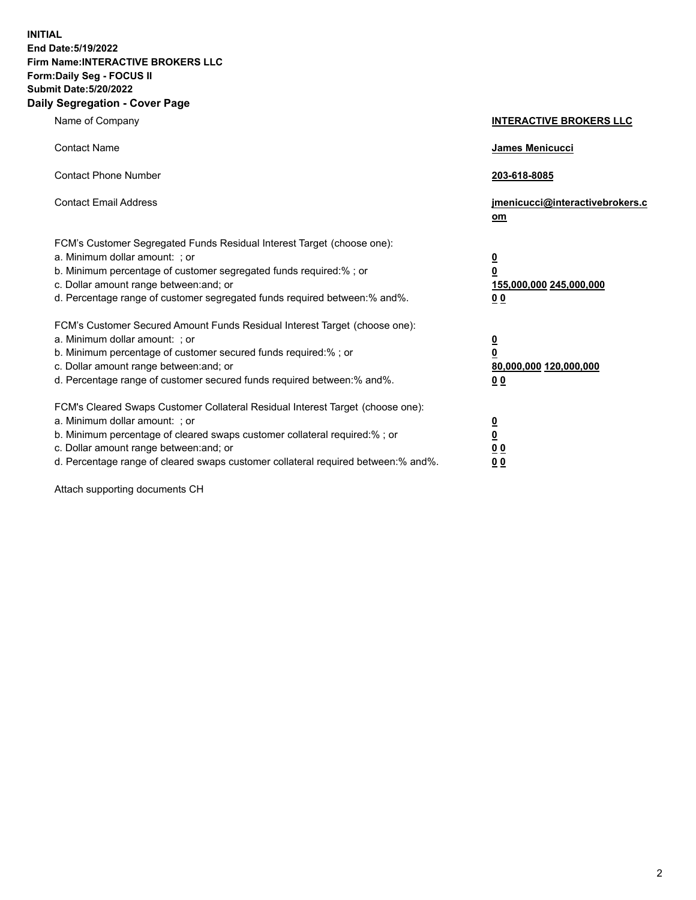**INITIAL**
**End Date:5/19/2022**
**Firm Name:INTERACTIVE BROKERS LLC**
**Form:Daily Seg - FOCUS II**
**Submit Date:5/20/2022**

## Daily Segregation - Cover Page

| | |
|---|---|
| Name of Company | **INTERACTIVE BROKERS LLC** |
| Contact Name | **James Menicucci** |
| Contact Phone Number | **203-618-8085** |
| Contact Email Address | **jmenicucci@interactivebrokers.com** |
| FCM's Customer Segregated Funds Residual Interest Target (choose one): | |
| a. Minimum dollar amount: ; or | **0** |
| b. Minimum percentage of customer segregated funds required:% ; or | **0** |
| c. Dollar amount range between:and; or | **155,000,000 245,000,000** |
| d. Percentage range of customer segregated funds required between:% and%. | **0 0** |
| FCM's Customer Secured Amount Funds Residual Interest Target (choose one): | |
| a. Minimum dollar amount: ; or | **0** |
| b. Minimum percentage of customer secured funds required:% ; or | **0** |
| c. Dollar amount range between:and; or | **80,000,000 120,000,000** |
| d. Percentage range of customer secured funds required between:% and%. | **0 0** |
| FCM's Cleared Swaps Customer Collateral Residual Interest Target (choose one): | |
| a. Minimum dollar amount: ; or | **0** |
| b. Minimum percentage of cleared swaps customer collateral required:% ; or | **0** |
| c. Dollar amount range between:and; or | **0 0** |
| d. Percentage range of cleared swaps customer collateral required between:% and%. | **0 0** |

Attach supporting documents CH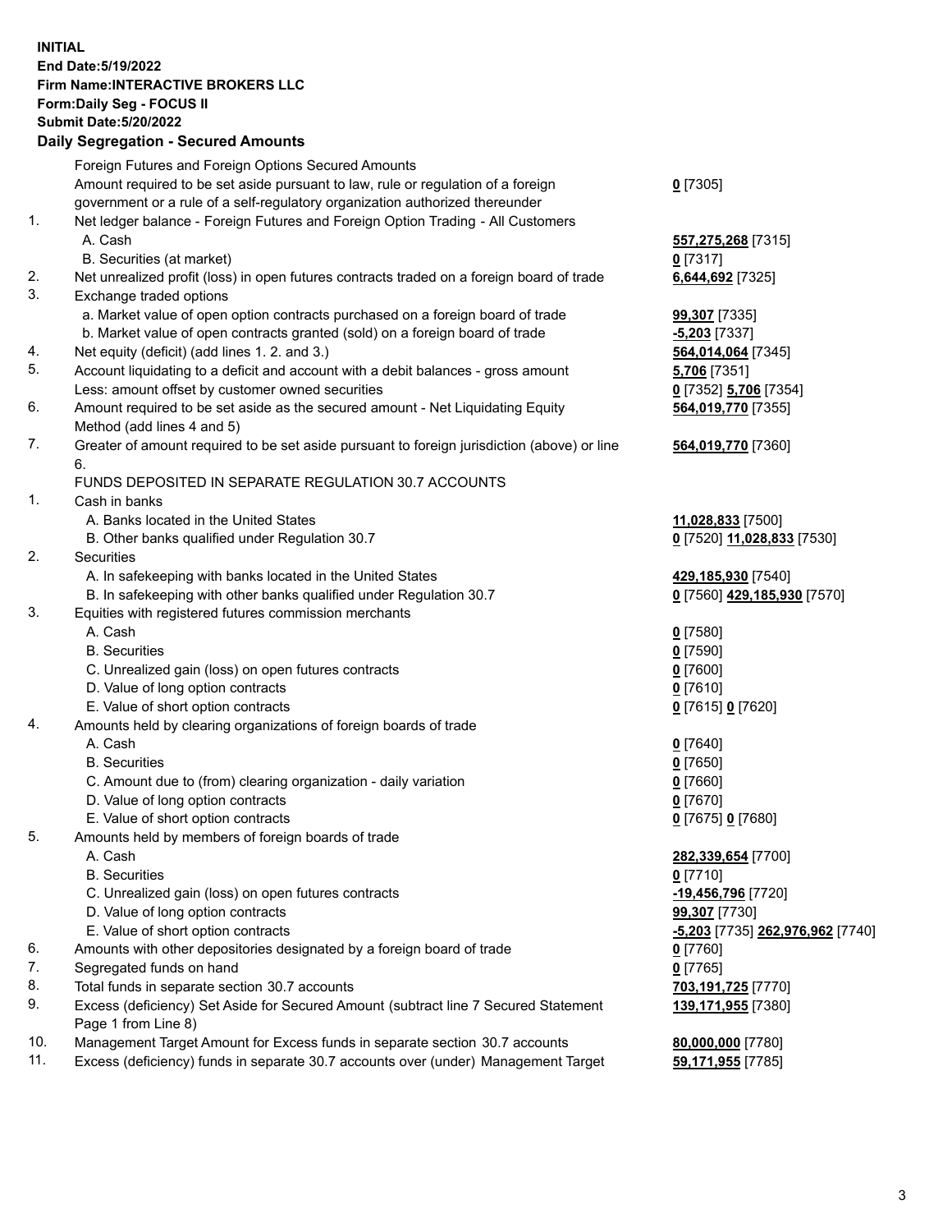**INITIAL**
**End Date:5/19/2022**
**Firm Name:INTERACTIVE BROKERS LLC**
**Form:Daily Seg - FOCUS II**
**Submit Date:5/20/2022**

## Daily Segregation - Secured Amounts

| | | |
|---|---|---|
| | Foreign Futures and Foreign Options Secured Amounts | |
| | Amount required to be set aside pursuant to law, rule or regulation of a foreign government or a rule of a self-regulatory organization authorized thereunder | **0** [7305] |
| 1. | Net ledger balance - Foreign Futures and Foreign Option Trading - All Customers | |
| | A. Cash | **557,275,268** [7315] |
| | B. Securities (at market) | **0** [7317] |
| 2. | Net unrealized profit (loss) in open futures contracts traded on a foreign board of trade | **6,644,692** [7325] |
| 3. | Exchange traded options | |
| | a. Market value of open option contracts purchased on a foreign board of trade | **99,307** [7335] |
| | b. Market value of open contracts granted (sold) on a foreign board of trade | **-5,203** [7337] |
| 4. | Net equity (deficit) (add lines 1. 2. and 3.) | **564,014,064** [7345] |
| 5. | Account liquidating to a deficit and account with a debit balances - gross amount | **5,706** [7351] |
| | Less: amount offset by customer owned securities | **0** [7352] **5,706** [7354] |
| 6. | Amount required to be set aside as the secured amount - Net Liquidating Equity Method (add lines 4 and 5) | **564,019,770** [7355] |
| 7. | Greater of amount required to be set aside pursuant to foreign jurisdiction (above) or line 6. | **564,019,770** [7360] |
| | FUNDS DEPOSITED IN SEPARATE REGULATION 30.7 ACCOUNTS | |
| 1. | Cash in banks | |
| | A. Banks located in the United States | **11,028,833** [7500] |
| | B. Other banks qualified under Regulation 30.7 | **0** [7520] **11,028,833** [7530] |
| 2. | Securities | |
| | A. In safekeeping with banks located in the United States | **429,185,930** [7540] |
| | B. In safekeeping with other banks qualified under Regulation 30.7 | **0** [7560] **429,185,930** [7570] |
| 3. | Equities with registered futures commission merchants | |
| | A. Cash | **0** [7580] |
| | B. Securities | **0** [7590] |
| | C. Unrealized gain (loss) on open futures contracts | **0** [7600] |
| | D. Value of long option contracts | **0** [7610] |
| | E. Value of short option contracts | **0** [7615] **0** [7620] |
| 4. | Amounts held by clearing organizations of foreign boards of trade | |
| | A. Cash | **0** [7640] |
| | B. Securities | **0** [7650] |
| | C. Amount due to (from) clearing organization - daily variation | **0** [7660] |
| | D. Value of long option contracts | **0** [7670] |
| | E. Value of short option contracts | **0** [7675] **0** [7680] |
| 5. | Amounts held by members of foreign boards of trade | |
| | A. Cash | **282,339,654** [7700] |
| | B. Securities | **0** [7710] |
| | C. Unrealized gain (loss) on open futures contracts | **-19,456,796** [7720] |
| | D. Value of long option contracts | **99,307** [7730] |
| | E. Value of short option contracts | **-5,203** [7735] **262,976,962** [7740] |
| 6. | Amounts with other depositories designated by a foreign board of trade | **0** [7760] |
| 7. | Segregated funds on hand | **0** [7765] |
| 8. | Total funds in separate section 30.7 accounts | **703,191,725** [7770] |
| 9. | Excess (deficiency) Set Aside for Secured Amount (subtract line 7 Secured Statement Page 1 from Line 8) | **139,171,955** [7380] |
| 10. | Management Target Amount for Excess funds in separate section 30.7 accounts | **80,000,000** [7780] |
| 11. | Excess (deficiency) funds in separate 30.7 accounts over (under) Management Target | **59,171,955** [7785] |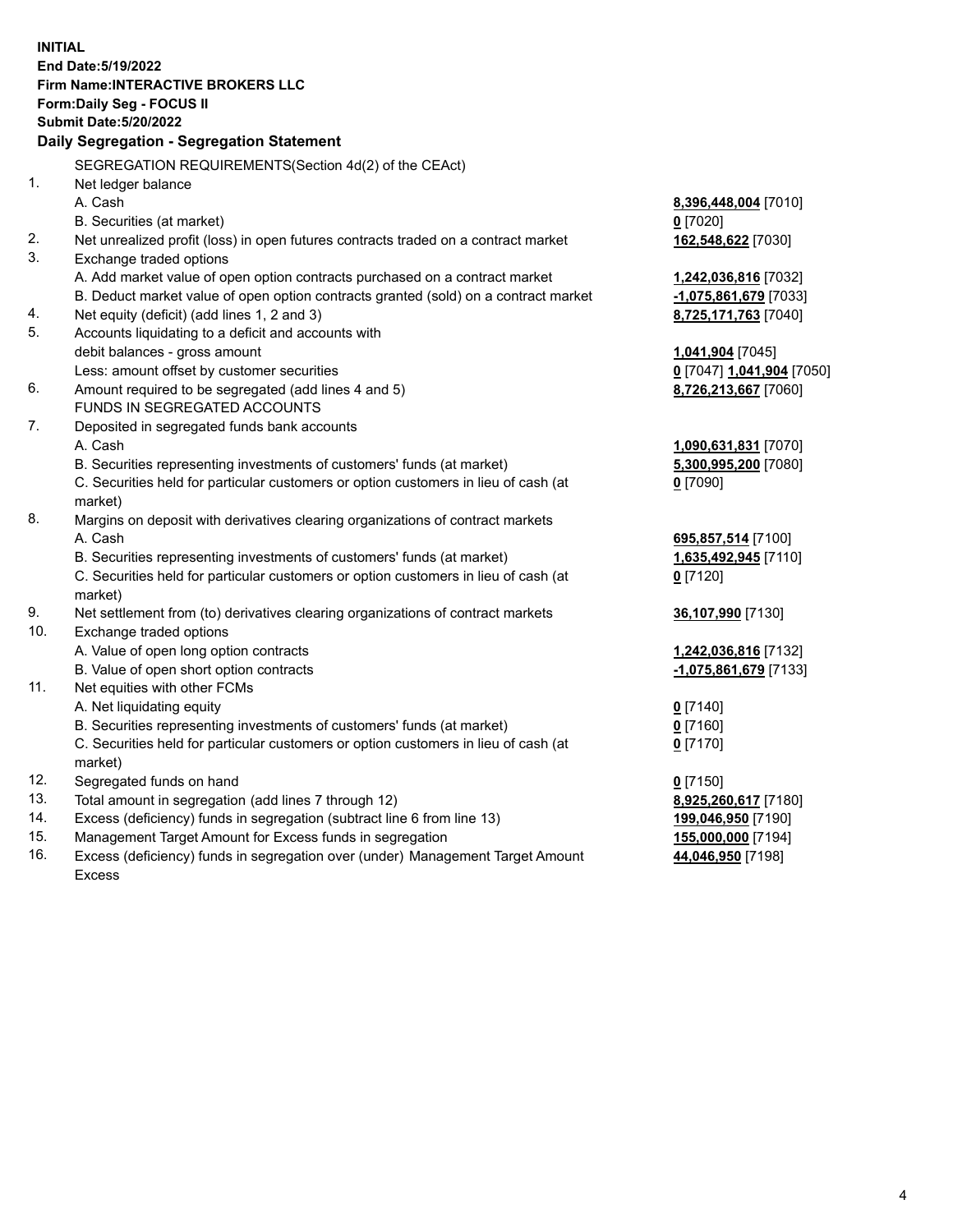**INITIAL**
**End Date:5/19/2022**
**Firm Name:INTERACTIVE BROKERS LLC**
**Form:Daily Seg - FOCUS II**
**Submit Date:5/20/2022**

## Daily Segregation - Segregation Statement

| | | |
|---|---|---|
| | SEGREGATION REQUIREMENTS(Section 4d(2) of the CEAct) | |
| 1. | Net ledger balance | |
| | A. Cash | **8,396,448,004** [7010] |
| | B. Securities (at market) | **0** [7020] |
| 2. | Net unrealized profit (loss) in open futures contracts traded on a contract market | **162,548,622** [7030] |
| 3. | Exchange traded options | |
| | A. Add market value of open option contracts purchased on a contract market | **1,242,036,816** [7032] |
| | B. Deduct market value of open option contracts granted (sold) on a contract market | **-1,075,861,679** [7033] |
| 4. | Net equity (deficit) (add lines 1, 2 and 3) | **8,725,171,763** [7040] |
| 5. | Accounts liquidating to a deficit and accounts with | |
| | debit balances - gross amount | **1,041,904** [7045] |
| | Less: amount offset by customer securities | **0** [7047] **1,041,904** [7050] |
| 6. | Amount required to be segregated (add lines 4 and 5) | **8,726,213,667** [7060] |
| | FUNDS IN SEGREGATED ACCOUNTS | |
| 7. | Deposited in segregated funds bank accounts | |
| | A. Cash | **1,090,631,831** [7070] |
| | B. Securities representing investments of customers' funds (at market) | **5,300,995,200** [7080] |
| | C. Securities held for particular customers or option customers in lieu of cash (at market) | **0** [7090] |
| 8. | Margins on deposit with derivatives clearing organizations of contract markets | |
| | A. Cash | **695,857,514** [7100] |
| | B. Securities representing investments of customers' funds (at market) | **1,635,492,945** [7110] |
| | C. Securities held for particular customers or option customers in lieu of cash (at market) | **0** [7120] |
| 9. | Net settlement from (to) derivatives clearing organizations of contract markets | **36,107,990** [7130] |
| 10. | Exchange traded options | |
| | A. Value of open long option contracts | **1,242,036,816** [7132] |
| | B. Value of open short option contracts | **-1,075,861,679** [7133] |
| 11. | Net equities with other FCMs | |
| | A. Net liquidating equity | **0** [7140] |
| | B. Securities representing investments of customers' funds (at market) | **0** [7160] |
| | C. Securities held for particular customers or option customers in lieu of cash (at market) | **0** [7170] |
| 12. | Segregated funds on hand | **0** [7150] |
| 13. | Total amount in segregation (add lines 7 through 12) | **8,925,260,617** [7180] |
| 14. | Excess (deficiency) funds in segregation (subtract line 6 from line 13) | **199,046,950** [7190] |
| 15. | Management Target Amount for Excess funds in segregation | **155,000,000** [7194] |
| 16. | Excess (deficiency) funds in segregation over (under) Management Target Amount Excess | **44,046,950** [7198] |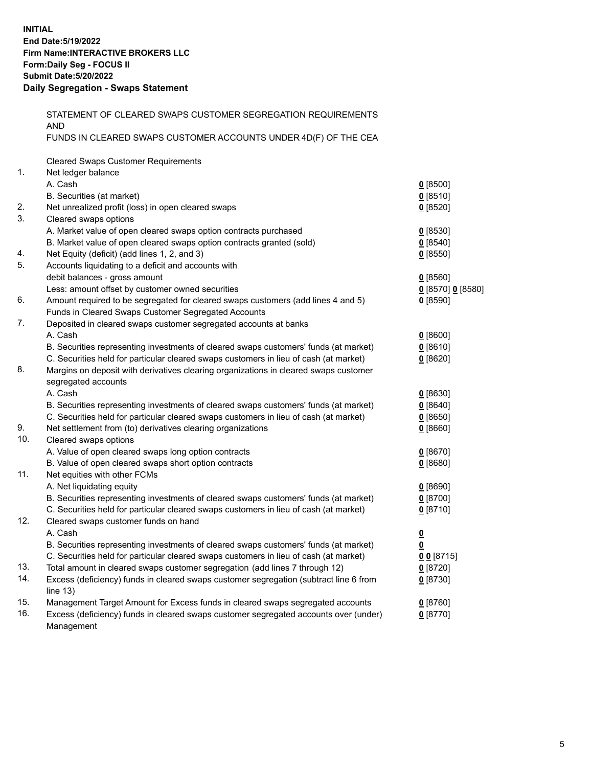**INITIAL**
**End Date:5/19/2022**
**Firm Name:INTERACTIVE BROKERS LLC**
**Form:Daily Seg - FOCUS II**
**Submit Date:5/20/2022**
**Daily Segregation - Swaps Statement**

STATEMENT OF CLEARED SWAPS CUSTOMER SEGREGATION REQUIREMENTS AND FUNDS IN CLEARED SWAPS CUSTOMER ACCOUNTS UNDER 4D(F) OF THE CEA

| | | |
|---|---|---|
| | Cleared Swaps Customer Requirements | |
| 1. | Net ledger balance | |
| | A. Cash | 0 [8500] |
| | B. Securities (at market) | 0 [8510] |
| 2. | Net unrealized profit (loss) in open cleared swaps | 0 [8520] |
| 3. | Cleared swaps options | |
| | A. Market value of open cleared swaps option contracts purchased | 0 [8530] |
| | B. Market value of open cleared swaps option contracts granted (sold) | 0 [8540] |
| 4. | Net Equity (deficit) (add lines 1, 2, and 3) | 0 [8550] |
| 5. | Accounts liquidating to a deficit and accounts with | |
| | debit balances - gross amount | 0 [8560] |
| | Less: amount offset by customer owned securities | 0 [8570] 0 [8580] |
| 6. | Amount required to be segregated for cleared swaps customers (add lines 4 and 5) | 0 [8590] |
| | Funds in Cleared Swaps Customer Segregated Accounts | |
| 7. | Deposited in cleared swaps customer segregated accounts at banks | |
| | A. Cash | 0 [8600] |
| | B. Securities representing investments of cleared swaps customers' funds (at market) | 0 [8610] |
| | C. Securities held for particular cleared swaps customers in lieu of cash (at market) | 0 [8620] |
| 8. | Margins on deposit with derivatives clearing organizations in cleared swaps customer segregated accounts | |
| | A. Cash | 0 [8630] |
| | B. Securities representing investments of cleared swaps customers' funds (at market) | 0 [8640] |
| | C. Securities held for particular cleared swaps customers in lieu of cash (at market) | 0 [8650] |
| 9. | Net settlement from (to) derivatives clearing organizations | 0 [8660] |
| 10. | Cleared swaps options | |
| | A. Value of open cleared swaps long option contracts | 0 [8670] |
| | B. Value of open cleared swaps short option contracts | 0 [8680] |
| 11. | Net equities with other FCMs | |
| | A. Net liquidating equity | 0 [8690] |
| | B. Securities representing investments of cleared swaps customers' funds (at market) | 0 [8700] |
| | C. Securities held for particular cleared swaps customers in lieu of cash (at market) | 0 [8710] |
| 12. | Cleared swaps customer funds on hand | |
| | A. Cash | 0 |
| | B. Securities representing investments of cleared swaps customers' funds (at market) | 0 |
| | C. Securities held for particular cleared swaps customers in lieu of cash (at market) | 0 0 [8715] |
| 13. | Total amount in cleared swaps customer segregation (add lines 7 through 12) | 0 [8720] |
| 14. | Excess (deficiency) funds in cleared swaps customer segregation (subtract line 6 from line 13) | 0 [8730] |
| 15. | Management Target Amount for Excess funds in cleared swaps segregated accounts | 0 [8760] |
| 16. | Excess (deficiency) funds in cleared swaps customer segregated accounts over (under) Management | 0 [8770] |